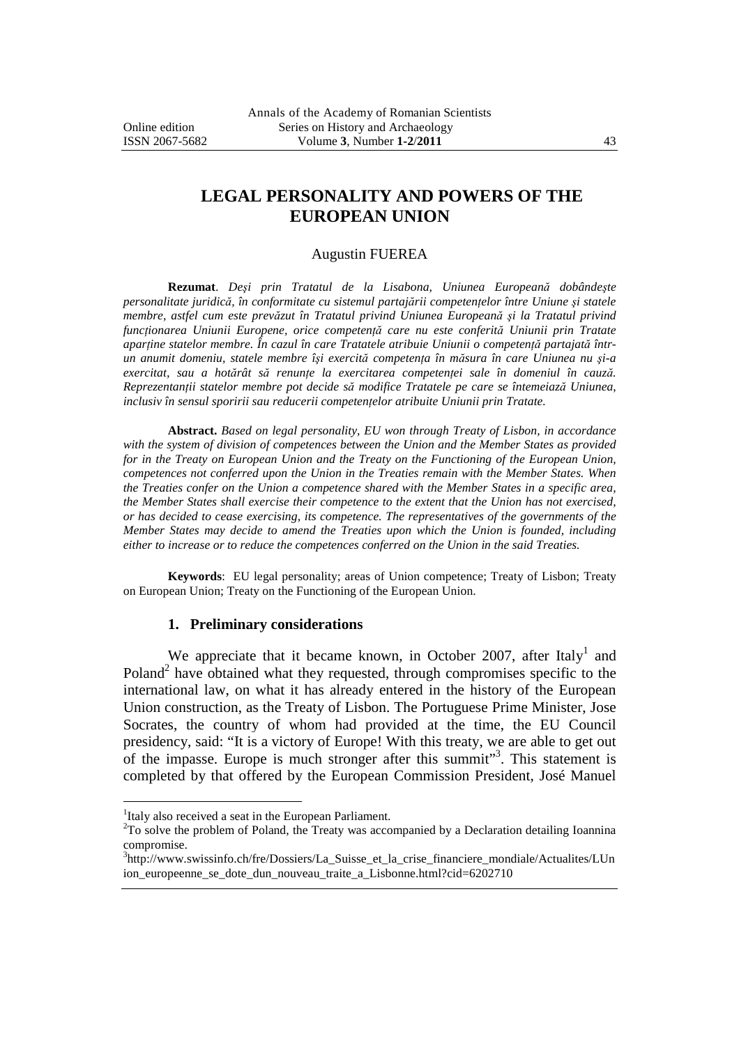# LEGAL PERSONALITY AND POWERS OF THE EUROPEAN UNION

Augustin FUEREA

**Rezumat**. *Deşi prin Tratatul de la Lisabona, Uniunea Europeană dobândeşte personalitate juridică, în conformitate cu sistemul partajării competenţelor între Uniune şi statele membre, astfel cum este prevăzut în Tratatul privind Uniunea Europeană şi la Tratatul privind funcţionarea Uniunii Europene, orice competenţă care nu este conferită Uniunii prin Tratate aparţine statelor membre. În cazul în care Tratatele atribuie Uniunii o competenţă partajată într-un anumit domeniu, statele membre îşi exercită competenţa în măsura în care Uniunea nu şi-a exercitat, sau a hotărât să renunţe la exercitarea competenţei sale în domeniul în cauză. Reprezentanţii statelor membre pot decide să modifice Tratatele pe care se întemeiază Uniunea, inclusiv în sensul sporirii sau reducerii competenţelor atribuite Uniunii prin Tratate.*

**Abstract.** *Based on legal personality, EU won through Treaty of Lisbon, in accordance with the system of division of competences between the Union and the Member States as provided for in the Treaty on European Union and the Treaty on the Functioning of the European Union, competences not conferred upon the Union in the Treaties remain with the Member States. When the Treaties confer on the Union a competence shared with the Member States in a specific area, the Member States shall exercise their competence to the extent that the Union has not exercised, or has decided to cease exercising, its competence. The representatives of the governments of the Member States may decide to amend the Treaties upon which the Union is founded, including either to increase or to reduce the competences conferred on the Union in the said Treaties.*

**Keywords**: EU legal personality; areas of Union competence; Treaty of Lisbon; Treaty on European Union; Treaty on the Functioning of the European Union.

## 1. Preliminary considerations

We appreciate that it became known, in October 2007, after Italy[1] and Poland[2] have obtained what they requested, through compromises specific to the international law, on what it has already entered in the history of the European Union construction, as the Treaty of Lisbon. The Portuguese Prime Minister, Jose Socrates, the country of whom had provided at the time, the EU Council presidency, said: "It is a victory of Europe! With this treaty, we are able to get out of the impasse. Europe is much stronger after this summit"[3]. This statement is completed by that offered by the European Commission President, José Manuel

---

[1] Italy also received a seat in the European Parliament.

[2] To solve the problem of Poland, the Treaty was accompanied by a Declaration detailing Ioannina compromise.

[3] http://www.swissinfo.ch/fre/Dossiers/La_Suisse_et_la_crise_financiere_mondiale/Actualites/LUnion_europeenne_se_dote_dun_nouveau_traite_a_Lisbonne.html?cid=6202710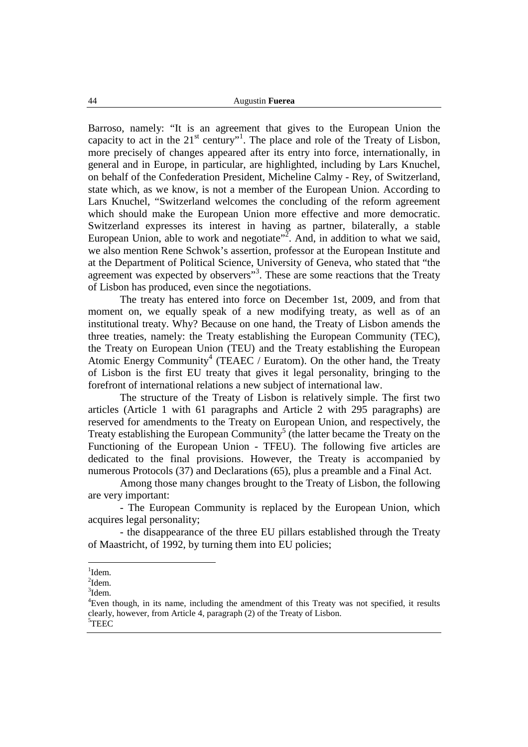Barroso, namely: "It is an agreement that gives to the European Union the capacity to act in the $21^{st}$ century"[1]. The place and role of the Treaty of Lisbon, more precisely of changes appeared after its entry into force, internationally, in general and in Europe, in particular, are highlighted, including by Lars Knuchel, on behalf of the Confederation President, Micheline Calmy - Rey, of Switzerland, state which, as we know, is not a member of the European Union. According to Lars Knuchel, "Switzerland welcomes the concluding of the reform agreement which should make the European Union more effective and more democratic. Switzerland expresses its interest in having as partner, bilaterally, a stable European Union, able to work and negotiate"[2]. And, in addition to what we said, we also mention Rene Schwok's assertion, professor at the European Institute and at the Department of Political Science, University of Geneva, who stated that "the agreement was expected by observers"[3]. These are some reactions that the Treaty of Lisbon has produced, even since the negotiations.

The treaty has entered into force on December 1st, 2009, and from that moment on, we equally speak of a new modifying treaty, as well as of an institutional treaty. Why? Because on one hand, the Treaty of Lisbon amends the three treaties, namely: the Treaty establishing the European Community (TEC), the Treaty on European Union (TEU) and the Treaty establishing the European Atomic Energy Community[4] (TEAEC / Euratom). On the other hand, the Treaty of Lisbon is the first EU treaty that gives it legal personality, bringing to the forefront of international relations a new subject of international law.

The structure of the Treaty of Lisbon is relatively simple. The first two articles (Article 1 with 61 paragraphs and Article 2 with 295 paragraphs) are reserved for amendments to the Treaty on European Union and respectively, the Treaty establishing the European Community[5] (the latter became the Treaty on the Functioning of the European Union - TFEU). The following five articles are dedicated to the final provisions. However, the Treaty is accompanied by numerous Protocols (37) and Declarations (65), plus a preamble and a Final Act.

Among those many changes brought to the Treaty of Lisbon, the following are very important:

- The European Community is replaced by the European Union, which acquires legal personality;

- the disappearance of the three EU pillars established through the Treaty of Maastricht, of 1992, by turning them into EU policies;

---

[1] Idem.

[2] Idem.

[3] Idem.

[4] Even though, in its name, including the amendment of this Treaty was not specified, it results clearly, however, from Article 4, paragraph (2) of the Treaty of Lisbon.

[5] TEEC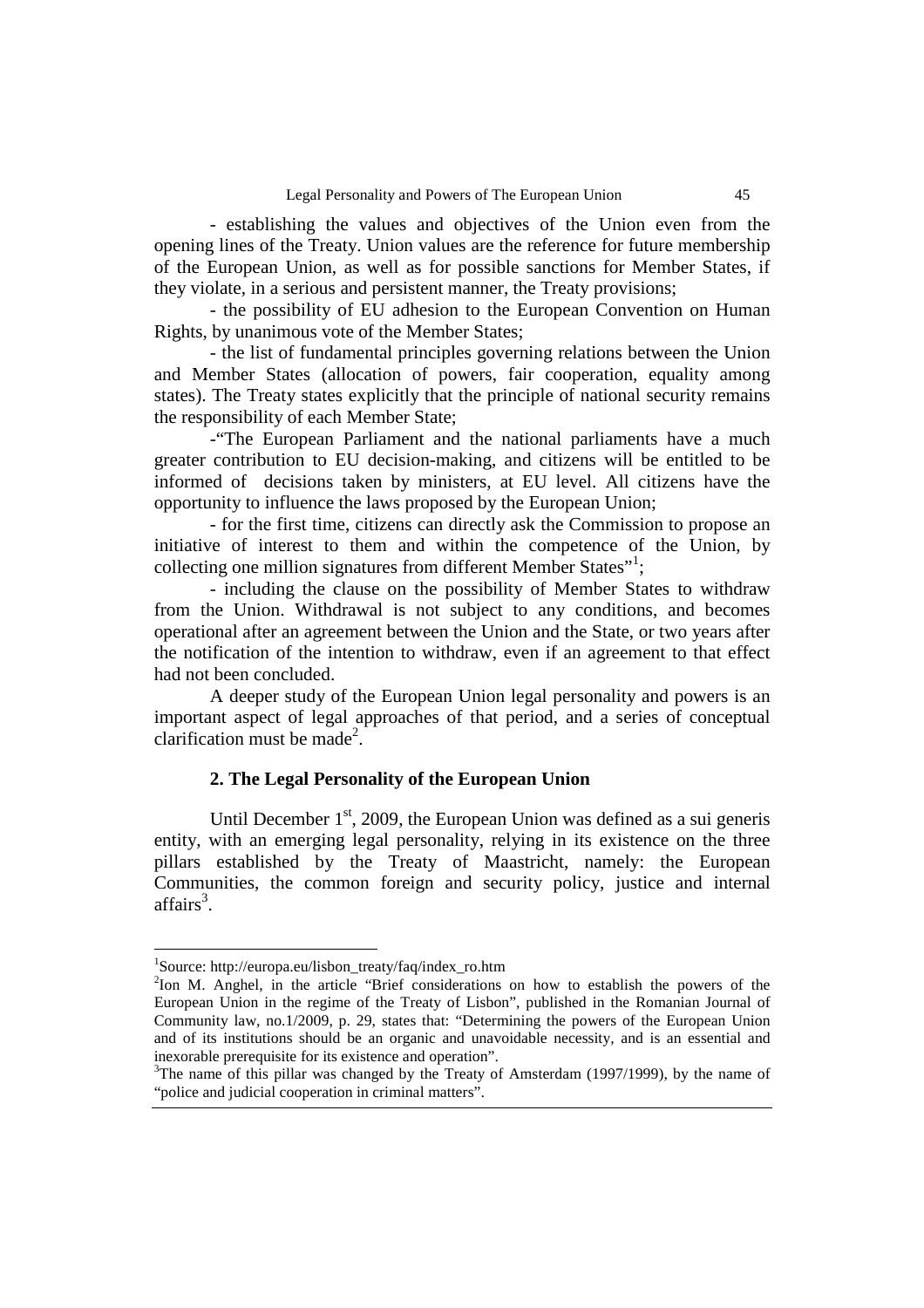- establishing the values and objectives of the Union even from the opening lines of the Treaty. Union values are the reference for future membership of the European Union, as well as for possible sanctions for Member States, if they violate, in a serious and persistent manner, the Treaty provisions;

- the possibility of EU adhesion to the European Convention on Human Rights, by unanimous vote of the Member States;

- the list of fundamental principles governing relations between the Union and Member States (allocation of powers, fair cooperation, equality among states). The Treaty states explicitly that the principle of national security remains the responsibility of each Member State;

-"The European Parliament and the national parliaments have a much greater contribution to EU decision-making, and citizens will be entitled to be informed of decisions taken by ministers, at EU level. All citizens have the opportunity to influence the laws proposed by the European Union;

- for the first time, citizens can directly ask the Commission to propose an initiative of interest to them and within the competence of the Union, by collecting one million signatures from different Member States"[1];

- including the clause on the possibility of Member States to withdraw from the Union. Withdrawal is not subject to any conditions, and becomes operational after an agreement between the Union and the State, or two years after the notification of the intention to withdraw, even if an agreement to that effect had not been concluded.

A deeper study of the European Union legal personality and powers is an important aspect of legal approaches of that period, and a series of conceptual clarification must be made[2].

## 2. The Legal Personality of the European Union

Until December 1st, 2009, the European Union was defined as a sui generis entity, with an emerging legal personality, relying in its existence on the three pillars established by the Treaty of Maastricht, namely: the European Communities, the common foreign and security policy, justice and internal affairs[3].

---

[1]Source: http://europa.eu/lisbon_treaty/faq/index_ro.htm

[2]Ion M. Anghel, in the article "Brief considerations on how to establish the powers of the European Union in the regime of the Treaty of Lisbon", published in the Romanian Journal of Community law, no.1/2009, p. 29, states that: "Determining the powers of the European Union and of its institutions should be an organic and unavoidable necessity, and is an essential and inexorable prerequisite for its existence and operation".

[3]The name of this pillar was changed by the Treaty of Amsterdam (1997/1999), by the name of "police and judicial cooperation in criminal matters".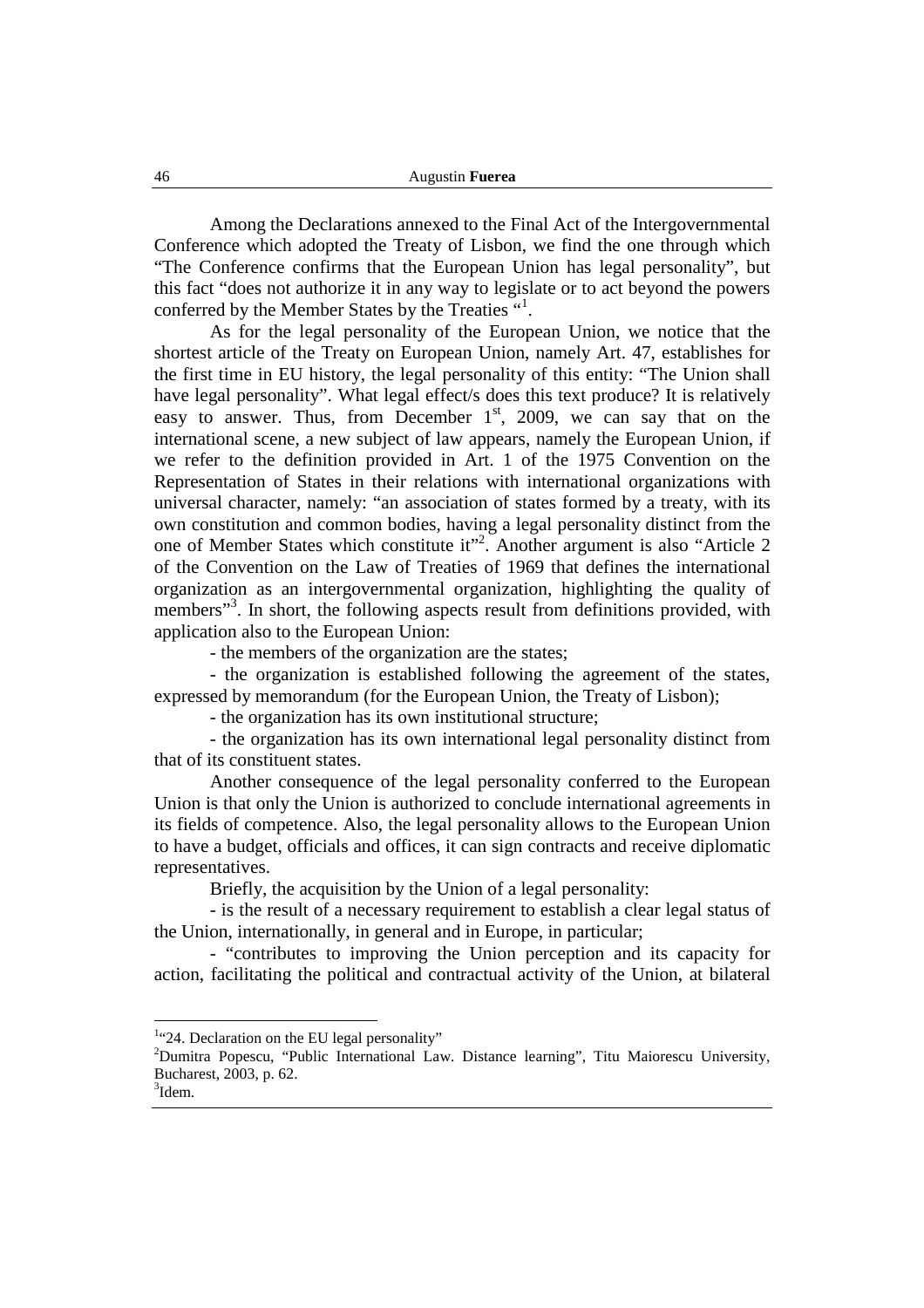Among the Declarations annexed to the Final Act of the Intergovernmental Conference which adopted the Treaty of Lisbon, we find the one through which "The Conference confirms that the European Union has legal personality", but this fact "does not authorize it in any way to legislate or to act beyond the powers conferred by the Member States by the Treaties "[1].

As for the legal personality of the European Union, we notice that the shortest article of the Treaty on European Union, namely Art. 47, establishes for the first time in EU history, the legal personality of this entity: "The Union shall have legal personality". What legal effect/s does this text produce? It is relatively easy to answer. Thus, from December 1st, 2009, we can say that on the international scene, a new subject of law appears, namely the European Union, if we refer to the definition provided in Art. 1 of the 1975 Convention on the Representation of States in their relations with international organizations with universal character, namely: "an association of states formed by a treaty, with its own constitution and common bodies, having a legal personality distinct from the one of Member States which constitute it"[2]. Another argument is also "Article 2 of the Convention on the Law of Treaties of 1969 that defines the international organization as an intergovernmental organization, highlighting the quality of members"[3]. In short, the following aspects result from definitions provided, with application also to the European Union:

- the members of the organization are the states;
- the organization is established following the agreement of the states, expressed by memorandum (for the European Union, the Treaty of Lisbon);
- the organization has its own institutional structure;
- the organization has its own international legal personality distinct from that of its constituent states.

Another consequence of the legal personality conferred to the European Union is that only the Union is authorized to conclude international agreements in its fields of competence. Also, the legal personality allows to the European Union to have a budget, officials and offices, it can sign contracts and receive diplomatic representatives.

Briefly, the acquisition by the Union of a legal personality:

- is the result of a necessary requirement to establish a clear legal status of the Union, internationally, in general and in Europe, in particular;
- "contributes to improving the Union perception and its capacity for action, facilitating the political and contractual activity of the Union, at bilateral

---

[1] "24. Declaration on the EU legal personality"

[2] Dumitra Popescu, "Public International Law. Distance learning", Titu Maiorescu University, Bucharest, 2003, p. 62.

[3] Idem.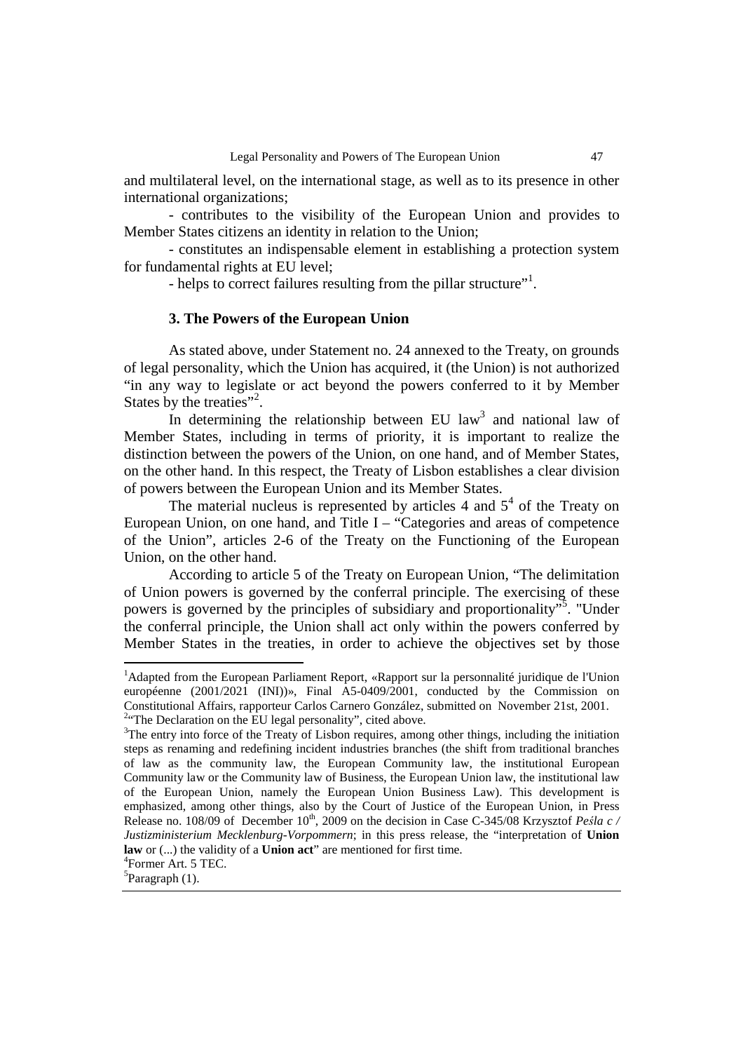and multilateral level, on the international stage, as well as to its presence in other international organizations;

- contributes to the visibility of the European Union and provides to Member States citizens an identity in relation to the Union;

- constitutes an indispensable element in establishing a protection system for fundamental rights at EU level;

- helps to correct failures resulting from the pillar structure"[1].

### 3. The Powers of the European Union

As stated above, under Statement no. 24 annexed to the Treaty, on grounds of legal personality, which the Union has acquired, it (the Union) is not authorized "in any way to legislate or act beyond the powers conferred to it by Member States by the treaties"[2].

In determining the relationship between EU law[3] and national law of Member States, including in terms of priority, it is important to realize the distinction between the powers of the Union, on one hand, and of Member States, on the other hand. In this respect, the Treaty of Lisbon establishes a clear division of powers between the European Union and its Member States.

The material nucleus is represented by articles 4 and 5[4] of the Treaty on European Union, on one hand, and Title I – "Categories and areas of competence of the Union", articles 2-6 of the Treaty on the Functioning of the European Union, on the other hand.

According to article 5 of the Treaty on European Union, "The delimitation of Union powers is governed by the conferral principle. The exercising of these powers is governed by the principles of subsidiary and proportionality"[5]. "Under the conferral principle, the Union shall act only within the powers conferred by Member States in the treaties, in order to achieve the objectives set by those

---

[1] Adapted from the European Parliament Report, «Rapport sur la personnalité juridique de l'Union européenne (2001/2021 (INI))», Final A5-0409/2001, conducted by the Commission on Constitutional Affairs, rapporteur Carlos Carnero González, submitted on November 21st, 2001.

[2] "The Declaration on the EU legal personality", cited above.

[3] The entry into force of the Treaty of Lisbon requires, among other things, including the initiation steps as renaming and redefining incident industries branches (the shift from traditional branches of law as the community law, the European Community law, the institutional European Community law or the Community law of Business, the European Union law, the institutional law of the European Union, namely the European Union Business Law). This development is emphasized, among other things, also by the Court of Justice of the European Union, in Press Release no. 108/09 of December 10th, 2009 on the decision in Case C-345/08 Krzysztof *Peśla c / Justizministerium Mecklenburg-Vorpommern*; in this press release, the "interpretation of **Union law** or (...) the validity of a **Union act**" are mentioned for first time.

[4] Former Art. 5 TEC.

[5] Paragraph (1).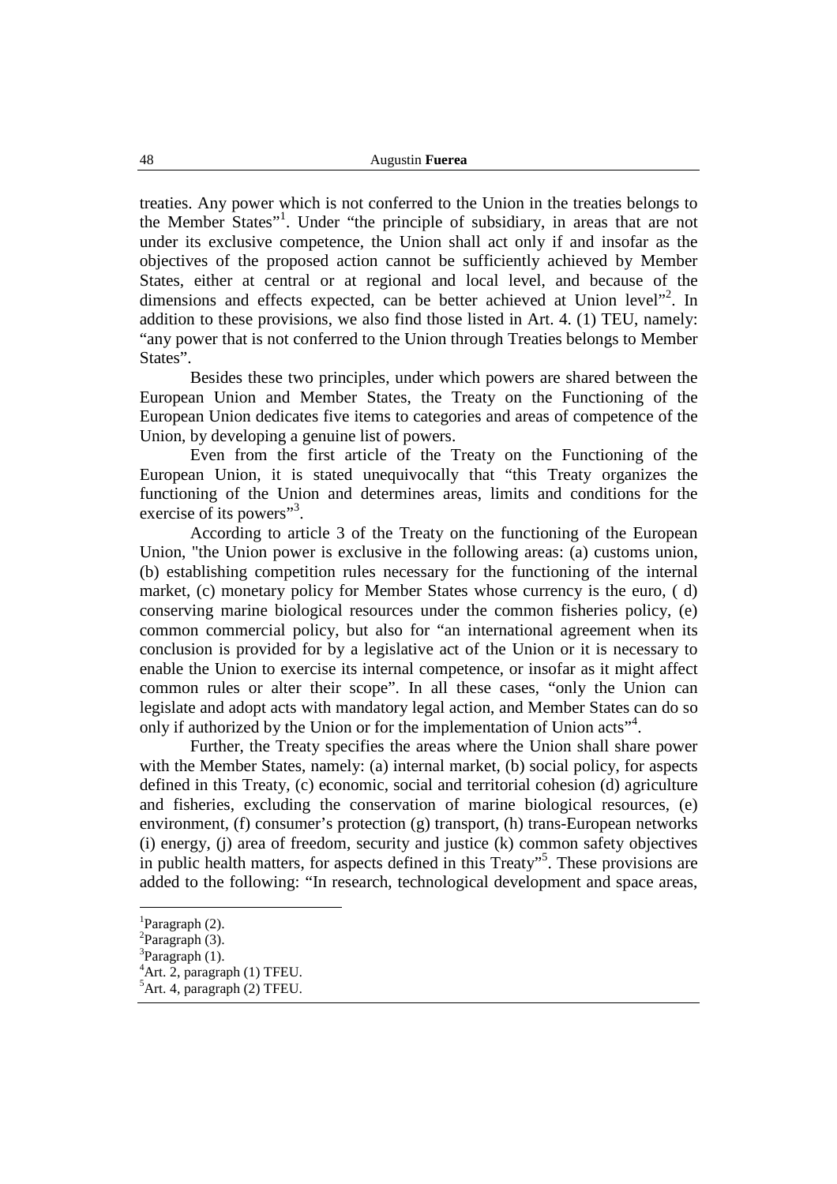treaties. Any power which is not conferred to the Union in the treaties belongs to the Member States"[1]. Under "the principle of subsidiary, in areas that are not under its exclusive competence, the Union shall act only if and insofar as the objectives of the proposed action cannot be sufficiently achieved by Member States, either at central or at regional and local level, and because of the dimensions and effects expected, can be better achieved at Union level"[2]. In addition to these provisions, we also find those listed in Art. 4. (1) TEU, namely: "any power that is not conferred to the Union through Treaties belongs to Member States".

Besides these two principles, under which powers are shared between the European Union and Member States, the Treaty on the Functioning of the European Union dedicates five items to categories and areas of competence of the Union, by developing a genuine list of powers.

Even from the first article of the Treaty on the Functioning of the European Union, it is stated unequivocally that "this Treaty organizes the functioning of the Union and determines areas, limits and conditions for the exercise of its powers"[3].

According to article 3 of the Treaty on the functioning of the European Union, "the Union power is exclusive in the following areas: (a) customs union, (b) establishing competition rules necessary for the functioning of the internal market, (c) monetary policy for Member States whose currency is the euro, ( d) conserving marine biological resources under the common fisheries policy, (e) common commercial policy, but also for "an international agreement when its conclusion is provided for by a legislative act of the Union or it is necessary to enable the Union to exercise its internal competence, or insofar as it might affect common rules or alter their scope". In all these cases, "only the Union can legislate and adopt acts with mandatory legal action, and Member States can do so only if authorized by the Union or for the implementation of Union acts"[4].

Further, the Treaty specifies the areas where the Union shall share power with the Member States, namely: (a) internal market, (b) social policy, for aspects defined in this Treaty, (c) economic, social and territorial cohesion (d) agriculture and fisheries, excluding the conservation of marine biological resources, (e) environment, (f) consumer's protection (g) transport, (h) trans-European networks (i) energy, (j) area of freedom, security and justice (k) common safety objectives in public health matters, for aspects defined in this Treaty"[5]. These provisions are added to the following: "In research, technological development and space areas,

---

[1] Paragraph (2).
[2] Paragraph (3).
[3] Paragraph (1).
[4] Art. 2, paragraph (1) TFEU.
[5] Art. 4, paragraph (2) TFEU.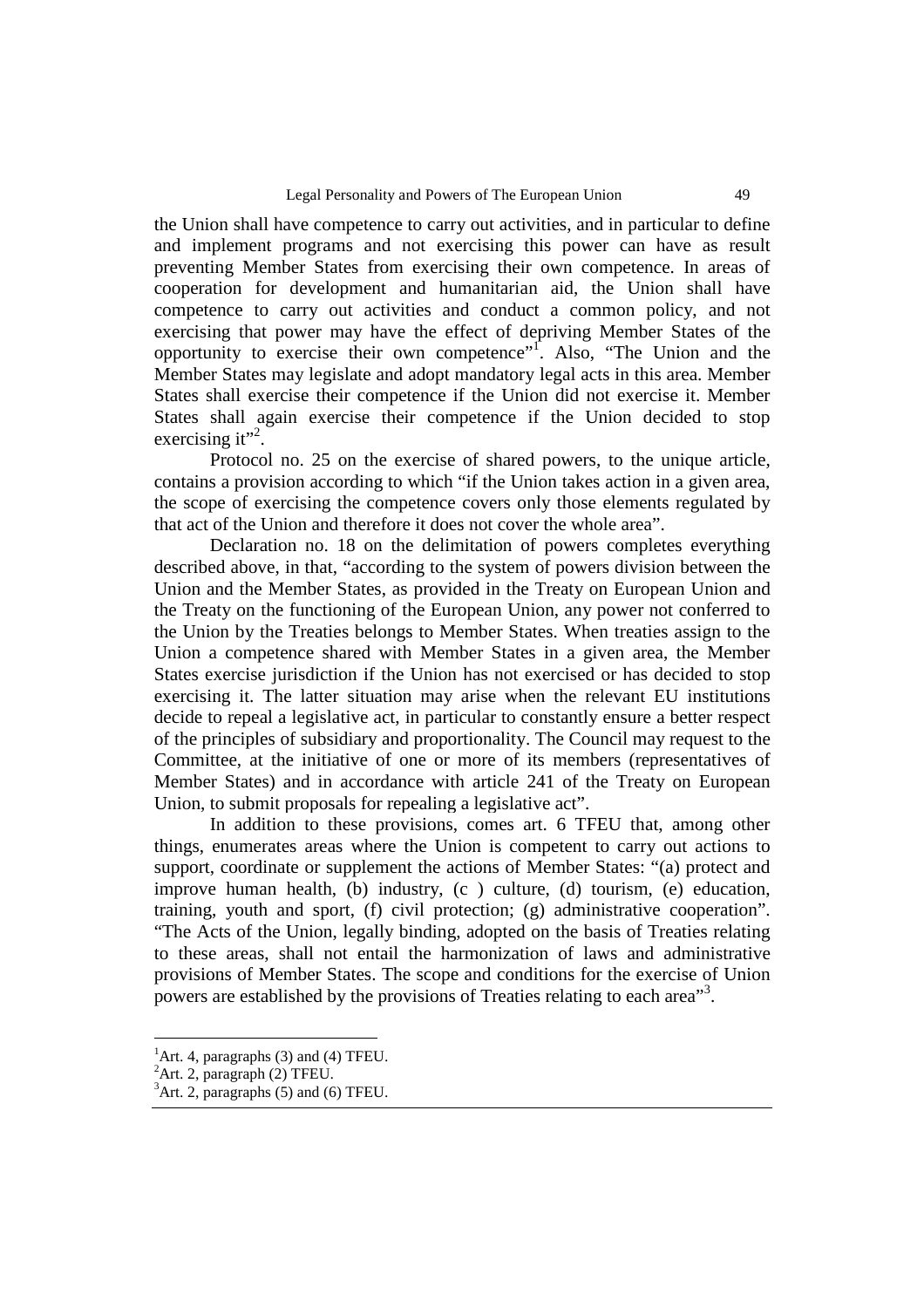the Union shall have competence to carry out activities, and in particular to define and implement programs and not exercising this power can have as result preventing Member States from exercising their own competence. In areas of cooperation for development and humanitarian aid, the Union shall have competence to carry out activities and conduct a common policy, and not exercising that power may have the effect of depriving Member States of the opportunity to exercise their own competence"[1]. Also, "The Union and the Member States may legislate and adopt mandatory legal acts in this area. Member States shall exercise their competence if the Union did not exercise it. Member States shall again exercise their competence if the Union decided to stop exercising it"[2].

Protocol no. 25 on the exercise of shared powers, to the unique article, contains a provision according to which "if the Union takes action in a given area, the scope of exercising the competence covers only those elements regulated by that act of the Union and therefore it does not cover the whole area".

Declaration no. 18 on the delimitation of powers completes everything described above, in that, "according to the system of powers division between the Union and the Member States, as provided in the Treaty on European Union and the Treaty on the functioning of the European Union, any power not conferred to the Union by the Treaties belongs to Member States. When treaties assign to the Union a competence shared with Member States in a given area, the Member States exercise jurisdiction if the Union has not exercised or has decided to stop exercising it. The latter situation may arise when the relevant EU institutions decide to repeal a legislative act, in particular to constantly ensure a better respect of the principles of subsidiary and proportionality. The Council may request to the Committee, at the initiative of one or more of its members (representatives of Member States) and in accordance with article 241 of the Treaty on European Union, to submit proposals for repealing a legislative act".

In addition to these provisions, comes art. 6 TFEU that, among other things, enumerates areas where the Union is competent to carry out actions to support, coordinate or supplement the actions of Member States: "(a) protect and improve human health, (b) industry, (c ) culture, (d) tourism, (e) education, training, youth and sport, (f) civil protection; (g) administrative cooperation". "The Acts of the Union, legally binding, adopted on the basis of Treaties relating to these areas, shall not entail the harmonization of laws and administrative provisions of Member States. The scope and conditions for the exercise of Union powers are established by the provisions of Treaties relating to each area"[3].

---

[1] Art. 4, paragraphs (3) and (4) TFEU.

[2] Art. 2, paragraph (2) TFEU.

[3] Art. 2, paragraphs (5) and (6) TFEU.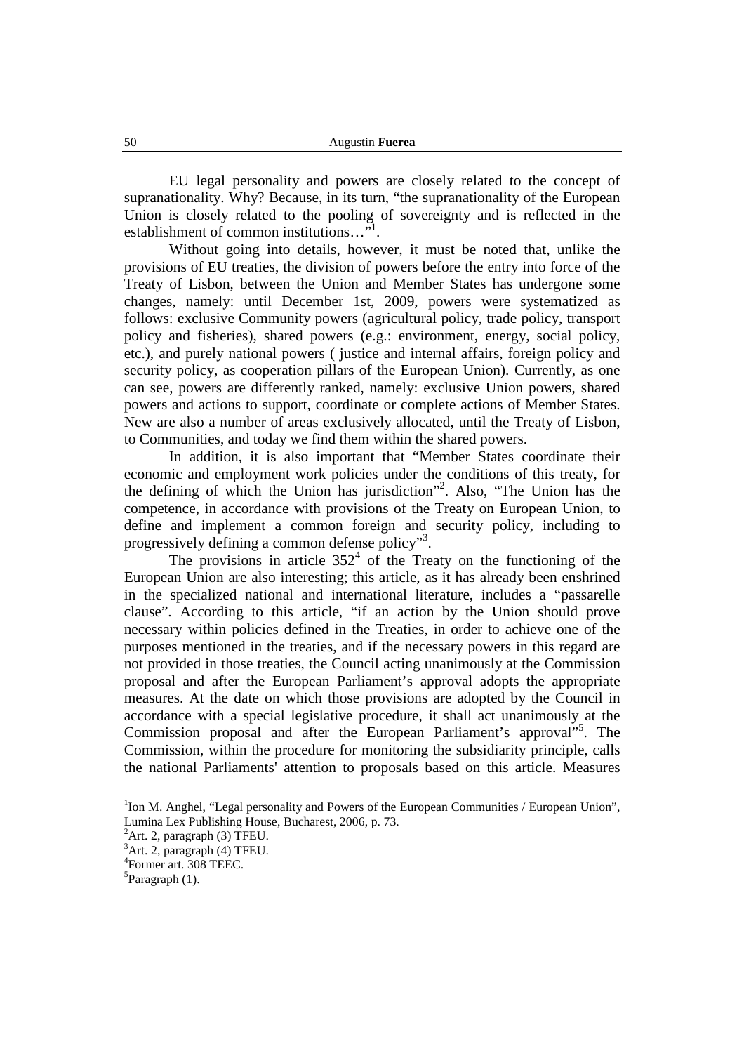EU legal personality and powers are closely related to the concept of supranationality. Why? Because, in its turn, "the supranationality of the European Union is closely related to the pooling of sovereignty and is reflected in the establishment of common institutions…"[1].

Without going into details, however, it must be noted that, unlike the provisions of EU treaties, the division of powers before the entry into force of the Treaty of Lisbon, between the Union and Member States has undergone some changes, namely: until December 1st, 2009, powers were systematized as follows: exclusive Community powers (agricultural policy, trade policy, transport policy and fisheries), shared powers (e.g.: environment, energy, social policy, etc.), and purely national powers ( justice and internal affairs, foreign policy and security policy, as cooperation pillars of the European Union). Currently, as one can see, powers are differently ranked, namely: exclusive Union powers, shared powers and actions to support, coordinate or complete actions of Member States. New are also a number of areas exclusively allocated, until the Treaty of Lisbon, to Communities, and today we find them within the shared powers.

In addition, it is also important that "Member States coordinate their economic and employment work policies under the conditions of this treaty, for the defining of which the Union has jurisdiction"[2]. Also, "The Union has the competence, in accordance with provisions of the Treaty on European Union, to define and implement a common foreign and security policy, including to progressively defining a common defense policy"[3].

The provisions in article 352[4] of the Treaty on the functioning of the European Union are also interesting; this article, as it has already been enshrined in the specialized national and international literature, includes a "passarelle clause". According to this article, "if an action by the Union should prove necessary within policies defined in the Treaties, in order to achieve one of the purposes mentioned in the treaties, and if the necessary powers in this regard are not provided in those treaties, the Council acting unanimously at the Commission proposal and after the European Parliament's approval adopts the appropriate measures. At the date on which those provisions are adopted by the Council in accordance with a special legislative procedure, it shall act unanimously at the Commission proposal and after the European Parliament's approval"[5]. The Commission, within the procedure for monitoring the subsidiarity principle, calls the national Parliaments' attention to proposals based on this article. Measures

[1] Ion M. Anghel, "Legal personality and Powers of the European Communities / European Union", Lumina Lex Publishing House, Bucharest, 2006, p. 73.

[2] Art. 2, paragraph (3) TFEU.

[3] Art. 2, paragraph (4) TFEU.

[4] Former art. 308 TEEC.

[5] Paragraph (1).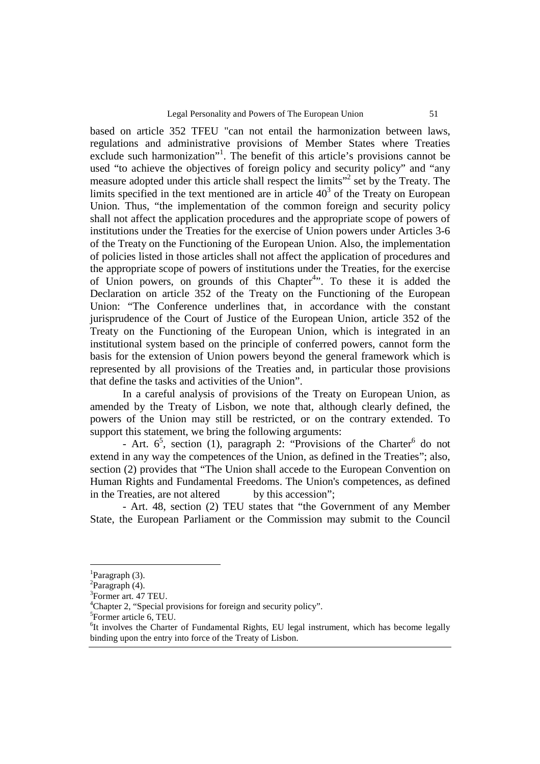based on article 352 TFEU "can not entail the harmonization between laws, regulations and administrative provisions of Member States where Treaties exclude such harmonization"[1]. The benefit of this article's provisions cannot be used "to achieve the objectives of foreign policy and security policy" and "any measure adopted under this article shall respect the limits"[2] set by the Treaty. The limits specified in the text mentioned are in article 40[3] of the Treaty on European Union. Thus, "the implementation of the common foreign and security policy shall not affect the application procedures and the appropriate scope of powers of institutions under the Treaties for the exercise of Union powers under Articles 3-6 of the Treaty on the Functioning of the European Union. Also, the implementation of policies listed in those articles shall not affect the application of procedures and the appropriate scope of powers of institutions under the Treaties, for the exercise of Union powers, on grounds of this Chapter[4]". To these it is added the Declaration on article 352 of the Treaty on the Functioning of the European Union: "The Conference underlines that, in accordance with the constant jurisprudence of the Court of Justice of the European Union, article 352 of the Treaty on the Functioning of the European Union, which is integrated in an institutional system based on the principle of conferred powers, cannot form the basis for the extension of Union powers beyond the general framework which is represented by all provisions of the Treaties and, in particular those provisions that define the tasks and activities of the Union".

In a careful analysis of provisions of the Treaty on European Union, as amended by the Treaty of Lisbon, we note that, although clearly defined, the powers of the Union may still be restricted, or on the contrary extended. To support this statement, we bring the following arguments:

- Art. 6[5], section (1), paragraph 2: "Provisions of the Charter[6] do not extend in any way the competences of the Union, as defined in the Treaties"; also, section (2) provides that "The Union shall accede to the European Convention on Human Rights and Fundamental Freedoms. The Union's competences, as defined in the Treaties, are not altered by this accession";

- Art. 48, section (2) TEU states that "the Government of any Member State, the European Parliament or the Commission may submit to the Council

---

[1] Paragraph (3).
[2] Paragraph (4).
[3] Former art. 47 TEU.
[4] Chapter 2, "Special provisions for foreign and security policy".
[5] Former article 6, TEU.
[6] It involves the Charter of Fundamental Rights, EU legal instrument, which has become legally binding upon the entry into force of the Treaty of Lisbon.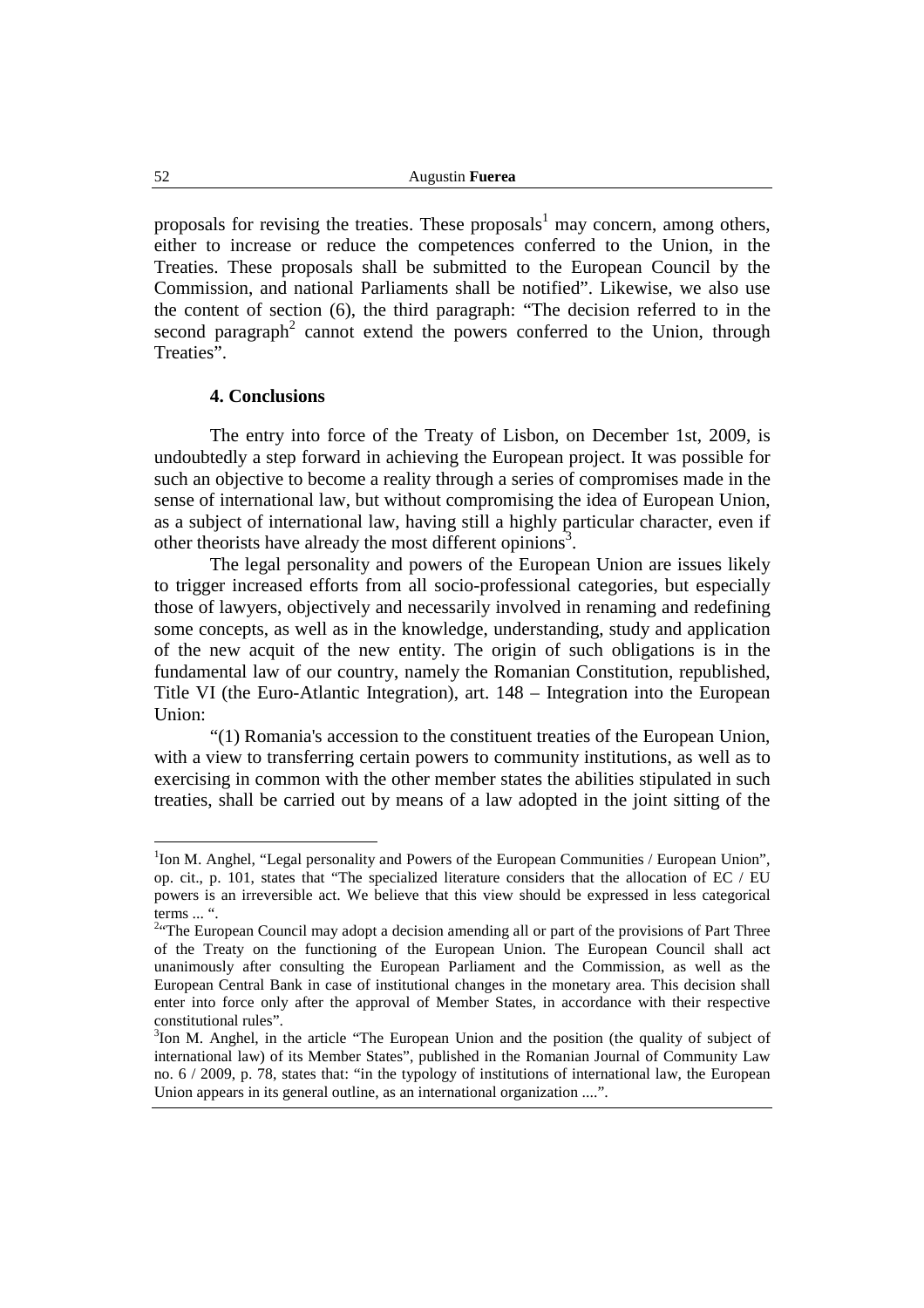proposals for revising the treaties. These proposals[1] may concern, among others, either to increase or reduce the competences conferred to the Union, in the Treaties. These proposals shall be submitted to the European Council by the Commission, and national Parliaments shall be notified". Likewise, we also use the content of section (6), the third paragraph: "The decision referred to in the second paragraph[2] cannot extend the powers conferred to the Union, through Treaties".

### 4. Conclusions

The entry into force of the Treaty of Lisbon, on December 1st, 2009, is undoubtedly a step forward in achieving the European project. It was possible for such an objective to become a reality through a series of compromises made in the sense of international law, but without compromising the idea of European Union, as a subject of international law, having still a highly particular character, even if other theorists have already the most different opinions[3].

The legal personality and powers of the European Union are issues likely to trigger increased efforts from all socio-professional categories, but especially those of lawyers, objectively and necessarily involved in renaming and redefining some concepts, as well as in the knowledge, understanding, study and application of the new acquit of the new entity. The origin of such obligations is in the fundamental law of our country, namely the Romanian Constitution, republished, Title VI (the Euro-Atlantic Integration), art. 148 – Integration into the European Union:

"(1) Romania's accession to the constituent treaties of the European Union, with a view to transferring certain powers to community institutions, as well as to exercising in common with the other member states the abilities stipulated in such treaties, shall be carried out by means of a law adopted in the joint sitting of the

---

[1]Ion M. Anghel, "Legal personality and Powers of the European Communities / European Union", op. cit., p. 101, states that "The specialized literature considers that the allocation of EC / EU powers is an irreversible act. We believe that this view should be expressed in less categorical terms ... ".

[2]"The European Council may adopt a decision amending all or part of the provisions of Part Three of the Treaty on the functioning of the European Union. The European Council shall act unanimously after consulting the European Parliament and the Commission, as well as the European Central Bank in case of institutional changes in the monetary area. This decision shall enter into force only after the approval of Member States, in accordance with their respective constitutional rules".

[3]Ion M. Anghel, in the article "The European Union and the position (the quality of subject of international law) of its Member States", published in the Romanian Journal of Community Law no. 6 / 2009, p. 78, states that: "in the typology of institutions of international law, the European Union appears in its general outline, as an international organization ....".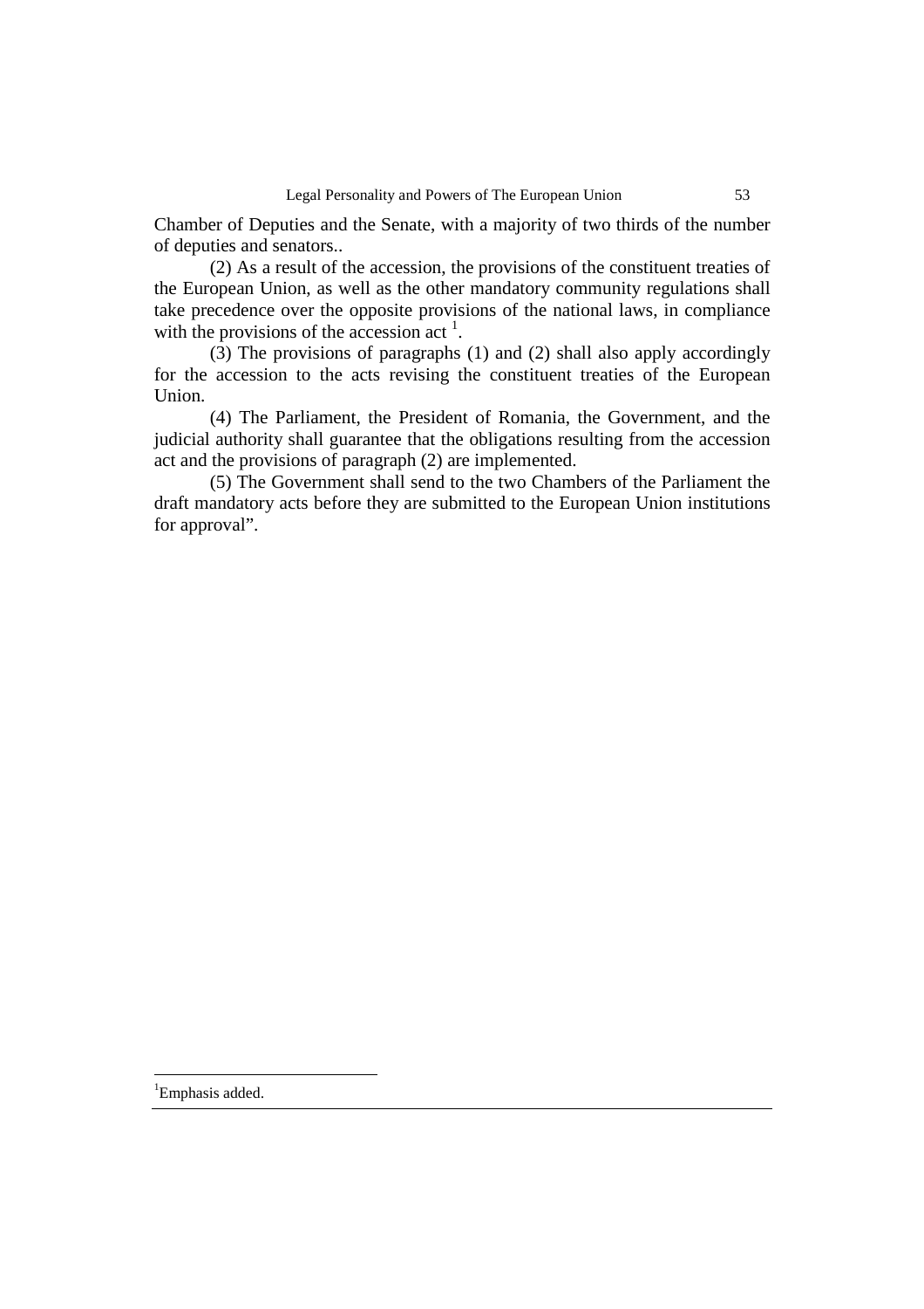Chamber of Deputies and the Senate, with a majority of two thirds of the number of deputies and senators..

(2) As a result of the accession, the provisions of the constituent treaties of the European Union, as well as the other mandatory community regulations shall take precedence over the opposite provisions of the national laws, in compliance with the provisions of the accession act [1].

(3) The provisions of paragraphs (1) and (2) shall also apply accordingly for the accession to the acts revising the constituent treaties of the European Union.

(4) The Parliament, the President of Romania, the Government, and the judicial authority shall guarantee that the obligations resulting from the accession act and the provisions of paragraph (2) are implemented.

(5) The Government shall send to the two Chambers of the Parliament the draft mandatory acts before they are submitted to the European Union institutions for approval".

---

[1] Emphasis added.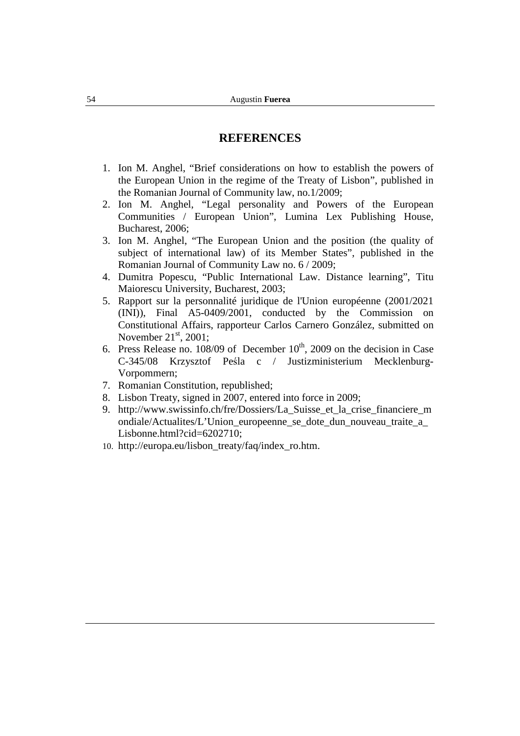## REFERENCES

1. Ion M. Anghel, "Brief considerations on how to establish the powers of the European Union in the regime of the Treaty of Lisbon", published in the Romanian Journal of Community law, no.1/2009;
2. Ion M. Anghel, "Legal personality and Powers of the European Communities / European Union", Lumina Lex Publishing House, Bucharest, 2006;
3. Ion M. Anghel, "The European Union and the position (the quality of subject of international law) of its Member States", published in the Romanian Journal of Community Law no. 6 / 2009;
4. Dumitra Popescu, "Public International Law. Distance learning", Titu Maiorescu University, Bucharest, 2003;
5. Rapport sur la personnalité juridique de l'Union européenne (2001/2021 (INI)), Final A5-0409/2001, conducted by the Commission on Constitutional Affairs, rapporteur Carlos Carnero González, submitted on November 21st, 2001;
6. Press Release no. 108/09 of December 10th, 2009 on the decision in Case C-345/08 Krzysztof Peśla c / Justizministerium Mecklenburg-Vorpommern;
7. Romanian Constitution, republished;
8. Lisbon Treaty, signed in 2007, entered into force in 2009;
9. http://www.swissinfo.ch/fre/Dossiers/La_Suisse_et_la_crise_financiere_mondiale/Actualites/L'Union_europeenne_se_dote_dun_nouveau_traite_a_Lisbonne.html?cid=6202710;
10. http://europa.eu/lisbon_treaty/faq/index_ro.htm.